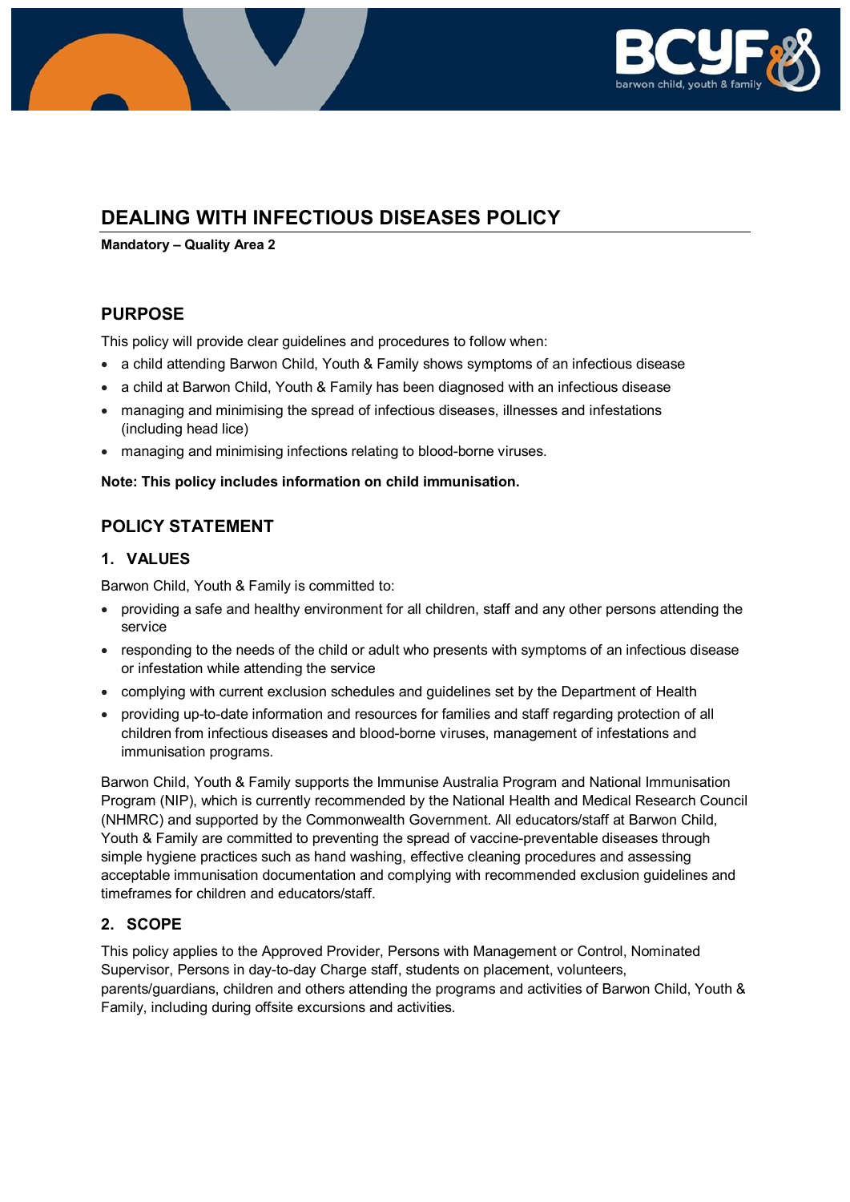# DEALING WITH INFECTIOUS DISEASES POLICY

**Mandatory – Quality Area 2**

## PURPOSE

This policy will provide clear guidelines and procedures to follow when:

- a child attending Barwon Child, Youth & Family shows symptoms of an infectious disease
- a child at Barwon Child, Youth & Family has been diagnosed with an infectious disease
- managing and minimising the spread of infectious diseases, illnesses and infestations (including head lice)
- managing and minimising infections relating to blood-borne viruses.

**Note: This policy includes information on child immunisation.**

## POLICY STATEMENT

### 1. VALUES

Barwon Child, Youth & Family is committed to:

- providing a safe and healthy environment for all children, staff and any other persons attending the service
- responding to the needs of the child or adult who presents with symptoms of an infectious disease or infestation while attending the service
- complying with current exclusion schedules and guidelines set by the Department of Health
- providing up-to-date information and resources for families and staff regarding protection of all children from infectious diseases and blood-borne viruses, management of infestations and immunisation programs.

Barwon Child, Youth & Family supports the Immunise Australia Program and National Immunisation Program (NIP), which is currently recommended by the National Health and Medical Research Council (NHMRC) and supported by the Commonwealth Government. All educators/staff at Barwon Child, Youth & Family are committed to preventing the spread of vaccine-preventable diseases through simple hygiene practices such as hand washing, effective cleaning procedures and assessing acceptable immunisation documentation and complying with recommended exclusion guidelines and timeframes for children and educators/staff.

### 2. SCOPE

This policy applies to the Approved Provider, Persons with Management or Control, Nominated Supervisor, Persons in day-to-day Charge staff, students on placement, volunteers, parents/guardians, children and others attending the programs and activities of Barwon Child, Youth & Family, including during offsite excursions and activities.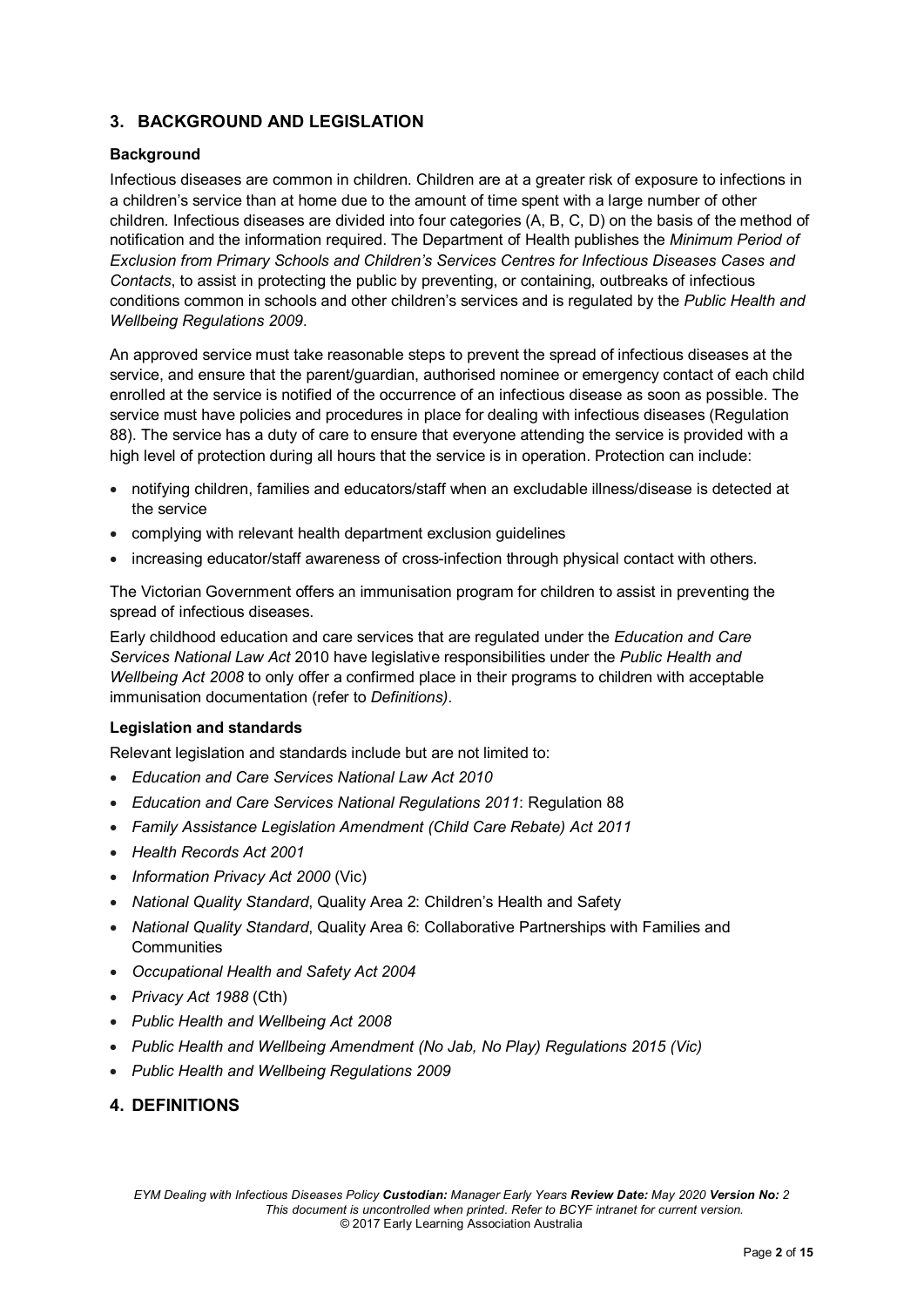## 3. BACKGROUND AND LEGISLATION

### Background

Infectious diseases are common in children. Children are at a greater risk of exposure to infections in a children's service than at home due to the amount of time spent with a large number of other children. Infectious diseases are divided into four categories (A, B, C, D) on the basis of the method of notification and the information required. The Department of Health publishes the *Minimum Period of Exclusion from Primary Schools and Children's Services Centres for Infectious Diseases Cases and Contacts*, to assist in protecting the public by preventing, or containing, outbreaks of infectious conditions common in schools and other children's services and is regulated by the *Public Health and Wellbeing Regulations 2009*.

An approved service must take reasonable steps to prevent the spread of infectious diseases at the service, and ensure that the parent/guardian, authorised nominee or emergency contact of each child enrolled at the service is notified of the occurrence of an infectious disease as soon as possible. The service must have policies and procedures in place for dealing with infectious diseases (Regulation 88). The service has a duty of care to ensure that everyone attending the service is provided with a high level of protection during all hours that the service is in operation. Protection can include:

- notifying children, families and educators/staff when an excludable illness/disease is detected at the service
- complying with relevant health department exclusion guidelines
- increasing educator/staff awareness of cross-infection through physical contact with others.

The Victorian Government offers an immunisation program for children to assist in preventing the spread of infectious diseases.

Early childhood education and care services that are regulated under the *Education and Care Services National Law Act* 2010 have legislative responsibilities under the *Public Health and Wellbeing Act 2008* to only offer a confirmed place in their programs to children with acceptable immunisation documentation (refer to *Definitions)*.

### Legislation and standards

Relevant legislation and standards include but are not limited to:

- *Education and Care Services National Law Act 2010*
- *Education and Care Services National Regulations 2011*: Regulation 88
- *Family Assistance Legislation Amendment (Child Care Rebate) Act 2011*
- *Health Records Act 2001*
- *Information Privacy Act 2000* (Vic)
- *National Quality Standard*, Quality Area 2: Children's Health and Safety
- *National Quality Standard*, Quality Area 6: Collaborative Partnerships with Families and Communities
- *Occupational Health and Safety Act 2004*
- *Privacy Act 1988* (Cth)
- *Public Health and Wellbeing Act 2008*
- *Public Health and Wellbeing Amendment (No Jab, No Play) Regulations 2015 (Vic)*
- *Public Health and Wellbeing Regulations 2009*

## 4. DEFINITIONS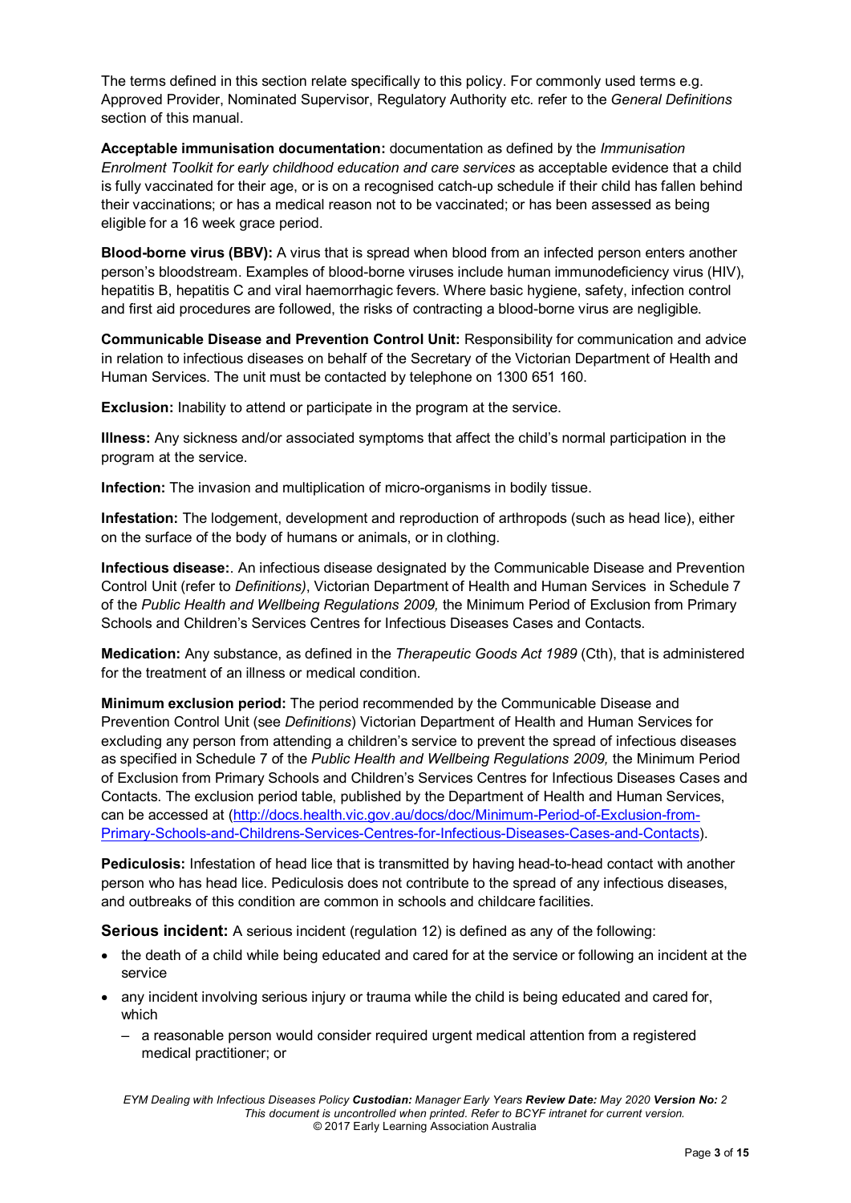The terms defined in this section relate specifically to this policy. For commonly used terms e.g. Approved Provider, Nominated Supervisor, Regulatory Authority etc. refer to the *General Definitions* section of this manual.

**Acceptable immunisation documentation:** documentation as defined by the *Immunisation Enrolment Toolkit for early childhood education and care services* as acceptable evidence that a child is fully vaccinated for their age, or is on a recognised catch-up schedule if their child has fallen behind their vaccinations; or has a medical reason not to be vaccinated; or has been assessed as being eligible for a 16 week grace period.

**Blood-borne virus (BBV):** A virus that is spread when blood from an infected person enters another person's bloodstream. Examples of blood-borne viruses include human immunodeficiency virus (HIV), hepatitis B, hepatitis C and viral haemorrhagic fevers. Where basic hygiene, safety, infection control and first aid procedures are followed, the risks of contracting a blood-borne virus are negligible.

**Communicable Disease and Prevention Control Unit:** Responsibility for communication and advice in relation to infectious diseases on behalf of the Secretary of the Victorian Department of Health and Human Services. The unit must be contacted by telephone on 1300 651 160.

**Exclusion:** Inability to attend or participate in the program at the service.

**Illness:** Any sickness and/or associated symptoms that affect the child's normal participation in the program at the service.

**Infection:** The invasion and multiplication of micro-organisms in bodily tissue.

**Infestation:** The lodgement, development and reproduction of arthropods (such as head lice), either on the surface of the body of humans or animals, or in clothing.

**Infectious disease:**. An infectious disease designated by the Communicable Disease and Prevention Control Unit (refer to *Definitions)*, Victorian Department of Health and Human Services in Schedule 7 of the *Public Health and Wellbeing Regulations 2009,* the Minimum Period of Exclusion from Primary Schools and Children's Services Centres for Infectious Diseases Cases and Contacts.

**Medication:** Any substance, as defined in the *Therapeutic Goods Act 1989* (Cth), that is administered for the treatment of an illness or medical condition.

**Minimum exclusion period:** The period recommended by the Communicable Disease and Prevention Control Unit (see *Definitions*) Victorian Department of Health and Human Services for excluding any person from attending a children's service to prevent the spread of infectious diseases as specified in Schedule 7 of the *Public Health and Wellbeing Regulations 2009,* the Minimum Period of Exclusion from Primary Schools and Children's Services Centres for Infectious Diseases Cases and Contacts. The exclusion period table, published by the Department of Health and Human Services, can be accessed at (http://docs.health.vic.gov.au/docs/doc/Minimum-Period-of-Exclusion-from-Primary-Schools-and-Childrens-Services-Centres-for-Infectious-Diseases-Cases-and-Contacts).

**Pediculosis:** Infestation of head lice that is transmitted by having head-to-head contact with another person who has head lice. Pediculosis does not contribute to the spread of any infectious diseases, and outbreaks of this condition are common in schools and childcare facilities.

**Serious incident:** A serious incident (regulation 12) is defined as any of the following:

- the death of a child while being educated and cared for at the service or following an incident at the service
- any incident involving serious injury or trauma while the child is being educated and cared for, which
  - a reasonable person would consider required urgent medical attention from a registered medical practitioner; or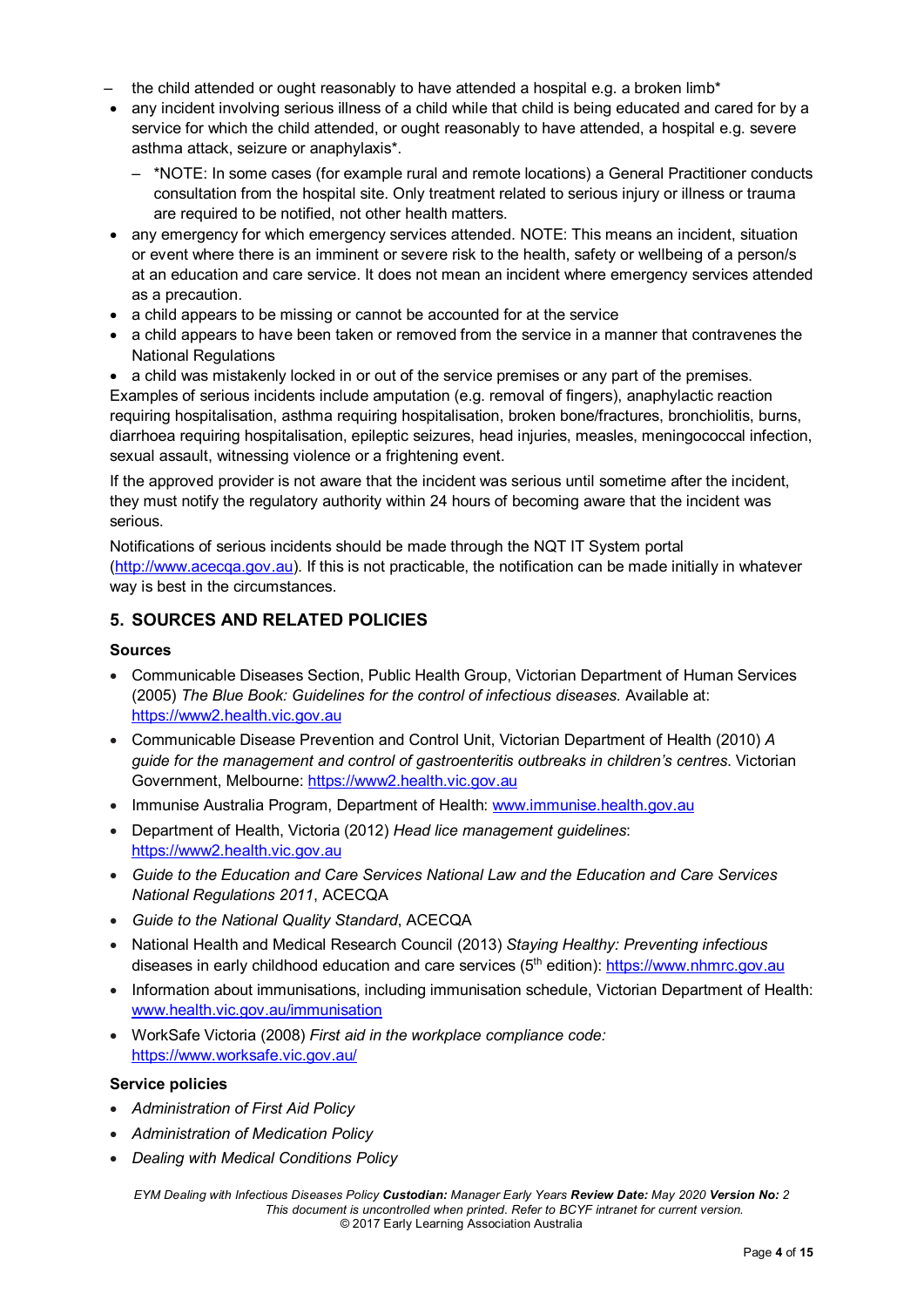- the child attended or ought reasonably to have attended a hospital e.g. a broken limb*

- any incident involving serious illness of a child while that child is being educated and cared for by a service for which the child attended, or ought reasonably to have attended, a hospital e.g. severe asthma attack, seizure or anaphylaxis*.
  - *NOTE: In some cases (for example rural and remote locations) a General Practitioner conducts consultation from the hospital site. Only treatment related to serious injury or illness or trauma are required to be notified, not other health matters.
- any emergency for which emergency services attended. NOTE: This means an incident, situation or event where there is an imminent or severe risk to the health, safety or wellbeing of a person/s at an education and care service. It does not mean an incident where emergency services attended as a precaution.
- a child appears to be missing or cannot be accounted for at the service
- a child appears to have been taken or removed from the service in a manner that contravenes the National Regulations
- a child was mistakenly locked in or out of the service premises or any part of the premises.

Examples of serious incidents include amputation (e.g. removal of fingers), anaphylactic reaction requiring hospitalisation, asthma requiring hospitalisation, broken bone/fractures, bronchiolitis, burns, diarrhoea requiring hospitalisation, epileptic seizures, head injuries, measles, meningococcal infection, sexual assault, witnessing violence or a frightening event.

If the approved provider is not aware that the incident was serious until sometime after the incident, they must notify the regulatory authority within 24 hours of becoming aware that the incident was serious.

Notifications of serious incidents should be made through the NQT IT System portal (http://www.acecqa.gov.au). If this is not practicable, the notification can be made initially in whatever way is best in the circumstances.

## 5. SOURCES AND RELATED POLICIES

### Sources

- Communicable Diseases Section, Public Health Group, Victorian Department of Human Services (2005) *The Blue Book: Guidelines for the control of infectious diseases.* Available at: https://www2.health.vic.gov.au
- Communicable Disease Prevention and Control Unit, Victorian Department of Health (2010) *A guide for the management and control of gastroenteritis outbreaks in children's centres*. Victorian Government, Melbourne: https://www2.health.vic.gov.au
- Immunise Australia Program, Department of Health: www.immunise.health.gov.au
- Department of Health, Victoria (2012) *Head lice management guidelines*: https://www2.health.vic.gov.au
- *Guide to the Education and Care Services National Law and the Education and Care Services National Regulations 2011*, ACECQA
- *Guide to the National Quality Standard*, ACECQA
- National Health and Medical Research Council (2013) *Staying Healthy: Preventing infectious* diseases in early childhood education and care services (5th edition): https://www.nhmrc.gov.au
- Information about immunisations, including immunisation schedule, Victorian Department of Health: www.health.vic.gov.au/immunisation
- WorkSafe Victoria (2008) *First aid in the workplace compliance code:* https://www.worksafe.vic.gov.au/

### Service policies

- *Administration of First Aid Policy*
- *Administration of Medication Policy*
- *Dealing with Medical Conditions Policy*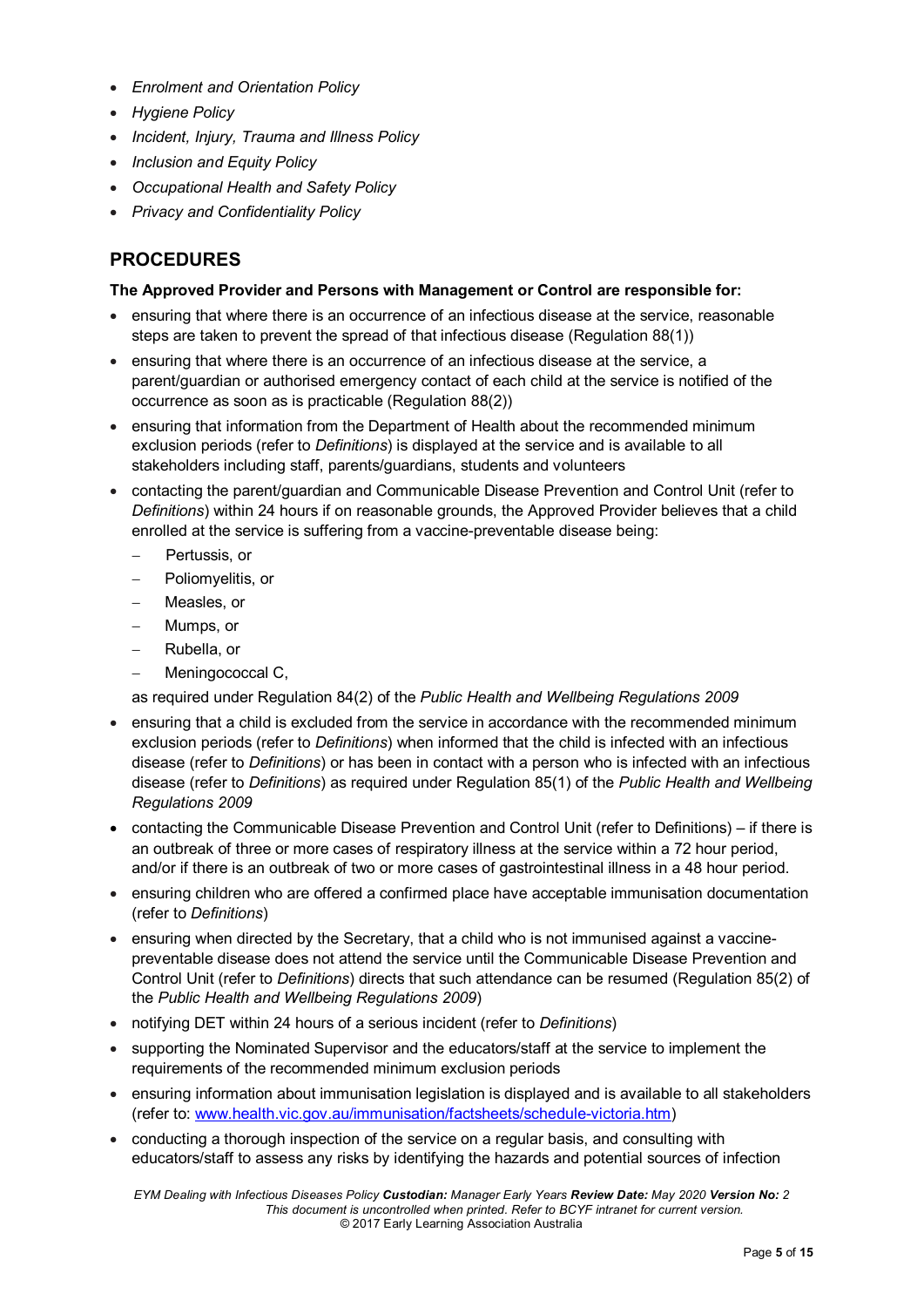- *Enrolment and Orientation Policy*
- *Hygiene Policy*
- *Incident, Injury, Trauma and Illness Policy*
- *Inclusion and Equity Policy*
- *Occupational Health and Safety Policy*
- *Privacy and Confidentiality Policy*

## PROCEDURES

**The Approved Provider and Persons with Management or Control are responsible for:**

- ensuring that where there is an occurrence of an infectious disease at the service, reasonable steps are taken to prevent the spread of that infectious disease (Regulation 88(1))
- ensuring that where there is an occurrence of an infectious disease at the service, a parent/guardian or authorised emergency contact of each child at the service is notified of the occurrence as soon as is practicable (Regulation 88(2))
- ensuring that information from the Department of Health about the recommended minimum exclusion periods (refer to *Definitions*) is displayed at the service and is available to all stakeholders including staff, parents/guardians, students and volunteers
- contacting the parent/guardian and Communicable Disease Prevention and Control Unit (refer to *Definitions*) within 24 hours if on reasonable grounds, the Approved Provider believes that a child enrolled at the service is suffering from a vaccine-preventable disease being:
  - Pertussis, or
  - Poliomyelitis, or
  - Measles, or
  - Mumps, or
  - Rubella, or
  - Meningococcal C,

  as required under Regulation 84(2) of the *Public Health and Wellbeing Regulations 2009*
- ensuring that a child is excluded from the service in accordance with the recommended minimum exclusion periods (refer to *Definitions*) when informed that the child is infected with an infectious disease (refer to *Definitions*) or has been in contact with a person who is infected with an infectious disease (refer to *Definitions*) as required under Regulation 85(1) of the *Public Health and Wellbeing Regulations 2009*
- contacting the Communicable Disease Prevention and Control Unit (refer to Definitions) – if there is an outbreak of three or more cases of respiratory illness at the service within a 72 hour period, and/or if there is an outbreak of two or more cases of gastrointestinal illness in a 48 hour period.
- ensuring children who are offered a confirmed place have acceptable immunisation documentation (refer to *Definitions*)
- ensuring when directed by the Secretary, that a child who is not immunised against a vaccine-preventable disease does not attend the service until the Communicable Disease Prevention and Control Unit (refer to *Definitions*) directs that such attendance can be resumed (Regulation 85(2) of the *Public Health and Wellbeing Regulations 2009*)
- notifying DET within 24 hours of a serious incident (refer to *Definitions*)
- supporting the Nominated Supervisor and the educators/staff at the service to implement the requirements of the recommended minimum exclusion periods
- ensuring information about immunisation legislation is displayed and is available to all stakeholders (refer to: [www.health.vic.gov.au/immunisation/factsheets/schedule-victoria.htm](www.health.vic.gov.au/immunisation/factsheets/schedule-victoria.htm))
- conducting a thorough inspection of the service on a regular basis, and consulting with educators/staff to assess any risks by identifying the hazards and potential sources of infection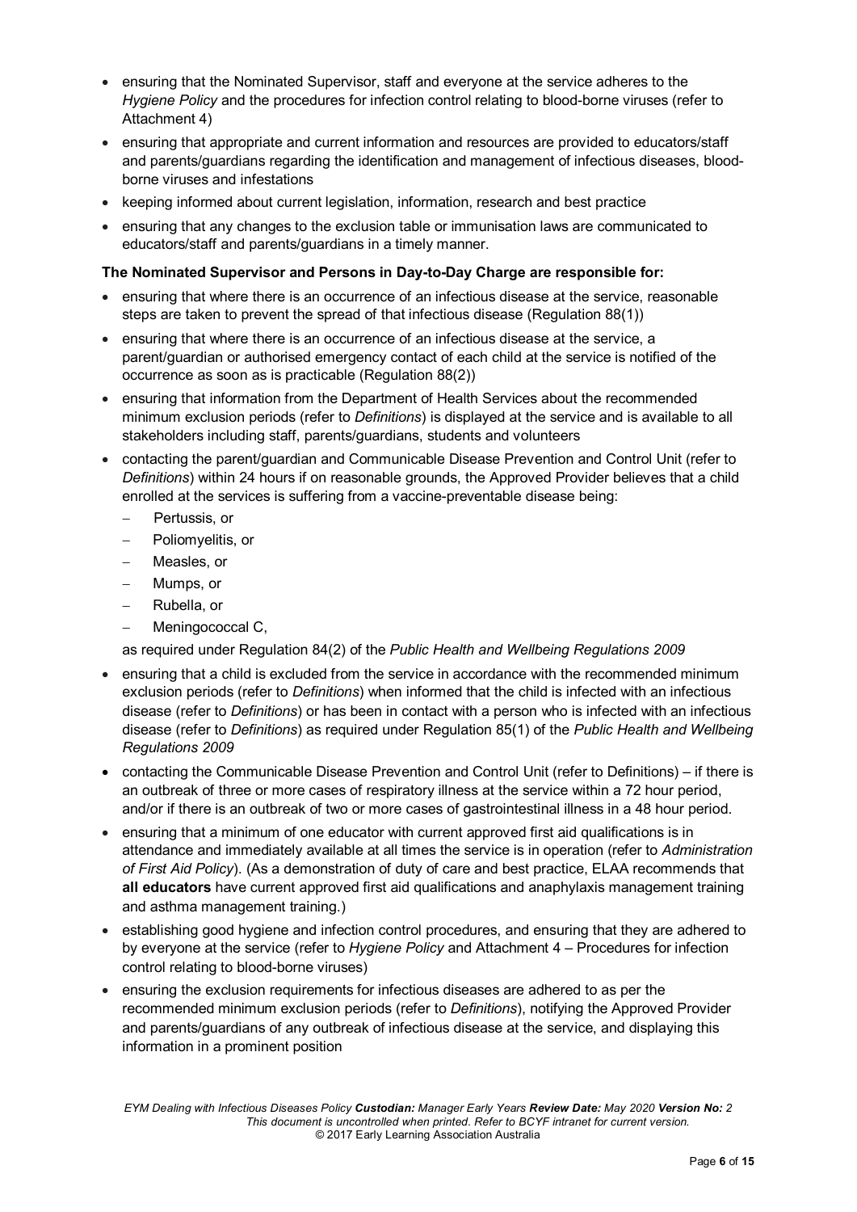- ensuring that the Nominated Supervisor, staff and everyone at the service adheres to the *Hygiene Policy* and the procedures for infection control relating to blood-borne viruses (refer to Attachment 4)
- ensuring that appropriate and current information and resources are provided to educators/staff and parents/guardians regarding the identification and management of infectious diseases, blood-borne viruses and infestations
- keeping informed about current legislation, information, research and best practice
- ensuring that any changes to the exclusion table or immunisation laws are communicated to educators/staff and parents/guardians in a timely manner.

**The Nominated Supervisor and Persons in Day-to-Day Charge are responsible for:**

- ensuring that where there is an occurrence of an infectious disease at the service, reasonable steps are taken to prevent the spread of that infectious disease (Regulation 88(1))
- ensuring that where there is an occurrence of an infectious disease at the service, a parent/guardian or authorised emergency contact of each child at the service is notified of the occurrence as soon as is practicable (Regulation 88(2))
- ensuring that information from the Department of Health Services about the recommended minimum exclusion periods (refer to *Definitions*) is displayed at the service and is available to all stakeholders including staff, parents/guardians, students and volunteers
- contacting the parent/guardian and Communicable Disease Prevention and Control Unit (refer to *Definitions*) within 24 hours if on reasonable grounds, the Approved Provider believes that a child enrolled at the services is suffering from a vaccine-preventable disease being:
  - Pertussis, or
  - Poliomyelitis, or
  - Measles, or
  - Mumps, or
  - Rubella, or
  - Meningococcal C,

  as required under Regulation 84(2) of the *Public Health and Wellbeing Regulations 2009*
- ensuring that a child is excluded from the service in accordance with the recommended minimum exclusion periods (refer to *Definitions*) when informed that the child is infected with an infectious disease (refer to *Definitions*) or has been in contact with a person who is infected with an infectious disease (refer to *Definitions*) as required under Regulation 85(1) of the *Public Health and Wellbeing Regulations 2009*
- contacting the Communicable Disease Prevention and Control Unit (refer to Definitions) – if there is an outbreak of three or more cases of respiratory illness at the service within a 72 hour period, and/or if there is an outbreak of two or more cases of gastrointestinal illness in a 48 hour period.
- ensuring that a minimum of one educator with current approved first aid qualifications is in attendance and immediately available at all times the service is in operation (refer to *Administration of First Aid Policy*). (As a demonstration of duty of care and best practice, ELAA recommends that **all educators** have current approved first aid qualifications and anaphylaxis management training and asthma management training.)
- establishing good hygiene and infection control procedures, and ensuring that they are adhered to by everyone at the service (refer to *Hygiene Policy* and Attachment 4 – Procedures for infection control relating to blood-borne viruses)
- ensuring the exclusion requirements for infectious diseases are adhered to as per the recommended minimum exclusion periods (refer to *Definitions*), notifying the Approved Provider and parents/guardians of any outbreak of infectious disease at the service, and displaying this information in a prominent position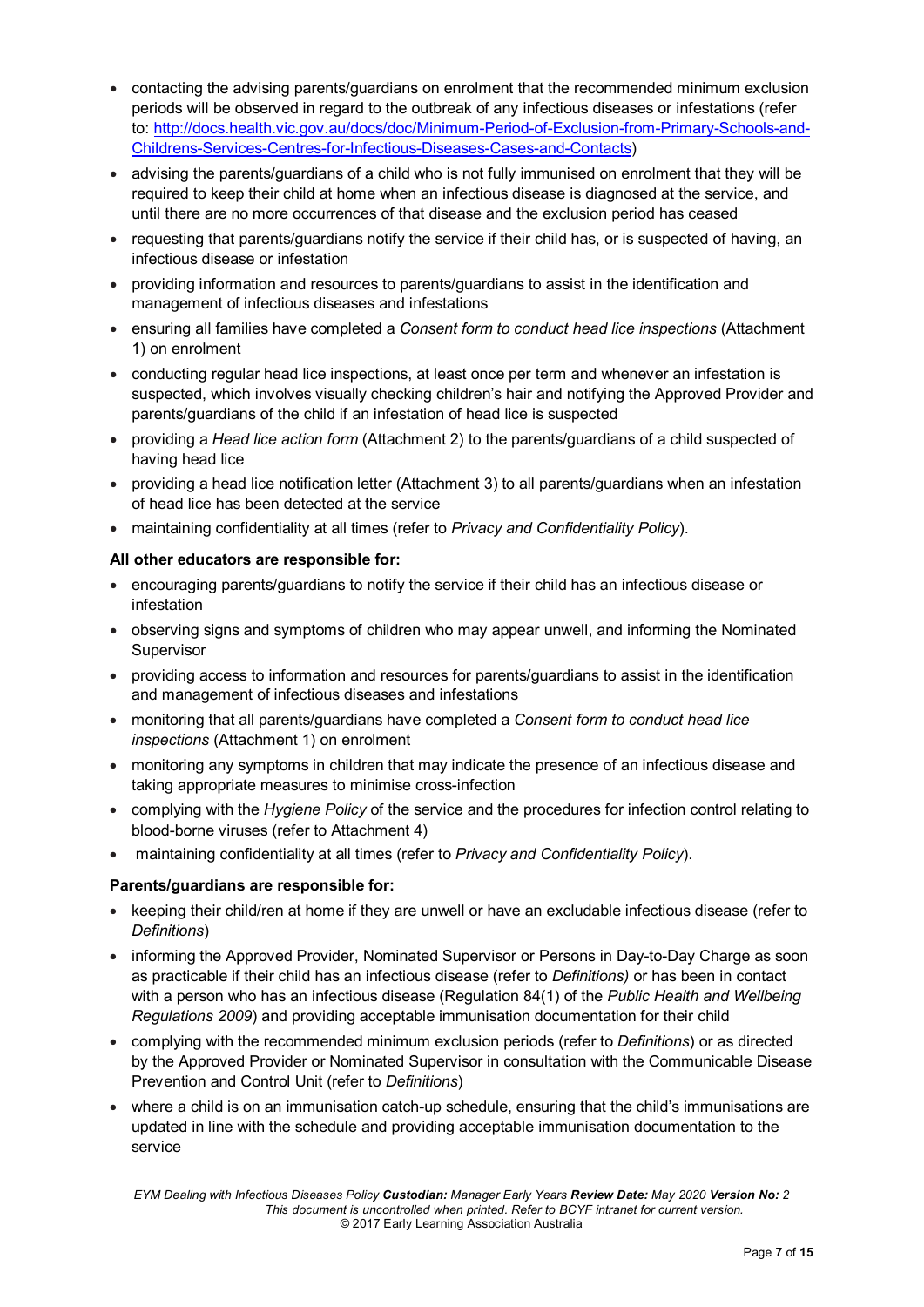- contacting the advising parents/guardians on enrolment that the recommended minimum exclusion periods will be observed in regard to the outbreak of any infectious diseases or infestations (refer to: [http://docs.health.vic.gov.au/docs/doc/Minimum-Period-of-Exclusion-from-Primary-Schools-and-Childrens-Services-Centres-for-Infectious-Diseases-Cases-and-Contacts](http://docs.health.vic.gov.au/docs/doc/Minimum-Period-of-Exclusion-from-Primary-Schools-and-Childrens-Services-Centres-for-Infectious-Diseases-Cases-and-Contacts))
- advising the parents/guardians of a child who is not fully immunised on enrolment that they will be required to keep their child at home when an infectious disease is diagnosed at the service, and until there are no more occurrences of that disease and the exclusion period has ceased
- requesting that parents/guardians notify the service if their child has, or is suspected of having, an infectious disease or infestation
- providing information and resources to parents/guardians to assist in the identification and management of infectious diseases and infestations
- ensuring all families have completed a *Consent form to conduct head lice inspections* (Attachment 1) on enrolment
- conducting regular head lice inspections, at least once per term and whenever an infestation is suspected, which involves visually checking children's hair and notifying the Approved Provider and parents/guardians of the child if an infestation of head lice is suspected
- providing a *Head lice action form* (Attachment 2) to the parents/guardians of a child suspected of having head lice
- providing a head lice notification letter (Attachment 3) to all parents/guardians when an infestation of head lice has been detected at the service
- maintaining confidentiality at all times (refer to *Privacy and Confidentiality Policy*).

**All other educators are responsible for:**

- encouraging parents/guardians to notify the service if their child has an infectious disease or infestation
- observing signs and symptoms of children who may appear unwell, and informing the Nominated Supervisor
- providing access to information and resources for parents/guardians to assist in the identification and management of infectious diseases and infestations
- monitoring that all parents/guardians have completed a *Consent form to conduct head lice inspections* (Attachment 1) on enrolment
- monitoring any symptoms in children that may indicate the presence of an infectious disease and taking appropriate measures to minimise cross-infection
- complying with the *Hygiene Policy* of the service and the procedures for infection control relating to blood-borne viruses (refer to Attachment 4)
- maintaining confidentiality at all times (refer to *Privacy and Confidentiality Policy*).

**Parents/guardians are responsible for:**

- keeping their child/ren at home if they are unwell or have an excludable infectious disease (refer to *Definitions*)
- informing the Approved Provider, Nominated Supervisor or Persons in Day-to-Day Charge as soon as practicable if their child has an infectious disease (refer to *Definitions)* or has been in contact with a person who has an infectious disease (Regulation 84(1) of the *Public Health and Wellbeing Regulations 2009*) and providing acceptable immunisation documentation for their child
- complying with the recommended minimum exclusion periods (refer to *Definitions*) or as directed by the Approved Provider or Nominated Supervisor in consultation with the Communicable Disease Prevention and Control Unit (refer to *Definitions*)
- where a child is on an immunisation catch-up schedule, ensuring that the child's immunisations are updated in line with the schedule and providing acceptable immunisation documentation to the service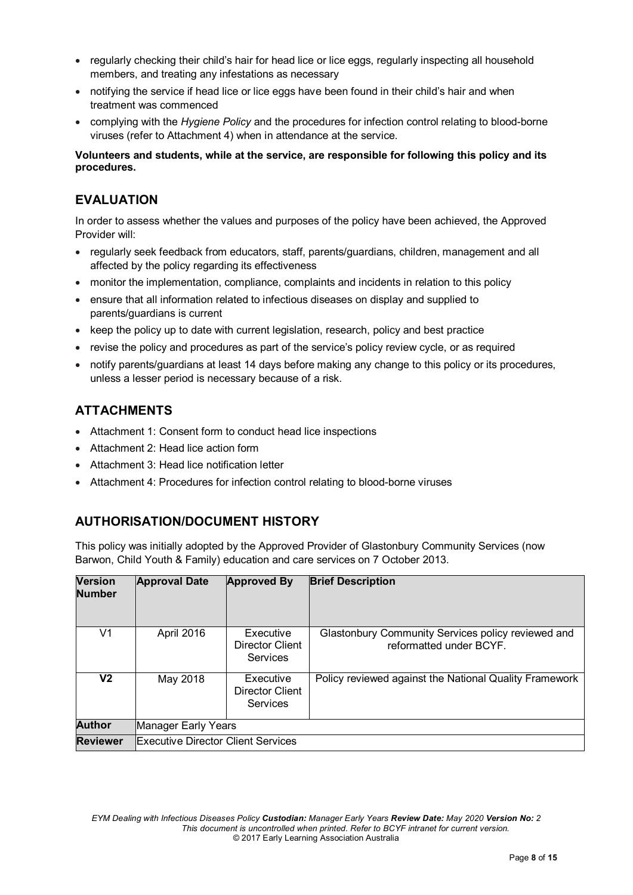- regularly checking their child's hair for head lice or lice eggs, regularly inspecting all household members, and treating any infestations as necessary
- notifying the service if head lice or lice eggs have been found in their child's hair and when treatment was commenced
- complying with the *Hygiene Policy* and the procedures for infection control relating to blood-borne viruses (refer to Attachment 4) when in attendance at the service.

**Volunteers and students, while at the service, are responsible for following this policy and its procedures.**

## EVALUATION

In order to assess whether the values and purposes of the policy have been achieved, the Approved Provider will:

- regularly seek feedback from educators, staff, parents/guardians, children, management and all affected by the policy regarding its effectiveness
- monitor the implementation, compliance, complaints and incidents in relation to this policy
- ensure that all information related to infectious diseases on display and supplied to parents/guardians is current
- keep the policy up to date with current legislation, research, policy and best practice
- revise the policy and procedures as part of the service's policy review cycle, or as required
- notify parents/guardians at least 14 days before making any change to this policy or its procedures, unless a lesser period is necessary because of a risk.

## ATTACHMENTS

- Attachment 1: Consent form to conduct head lice inspections
- Attachment 2: Head lice action form
- Attachment 3: Head lice notification letter
- Attachment 4: Procedures for infection control relating to blood-borne viruses

## AUTHORISATION/DOCUMENT HISTORY

This policy was initially adopted by the Approved Provider of Glastonbury Community Services (now Barwon, Child Youth & Family) education and care services on 7 October 2013.

| Version Number | Approval Date | Approved By | Brief Description |
|---|---|---|---|
| V1 | April 2016 | Executive Director Client Services | Glastonbury Community Services policy reviewed and reformatted under BCYF. |
| **V2** | May 2018 | Executive Director Client Services | Policy reviewed against the National Quality Framework |
| **Author** | Manager Early Years | | |
| **Reviewer** | Executive Director Client Services | | |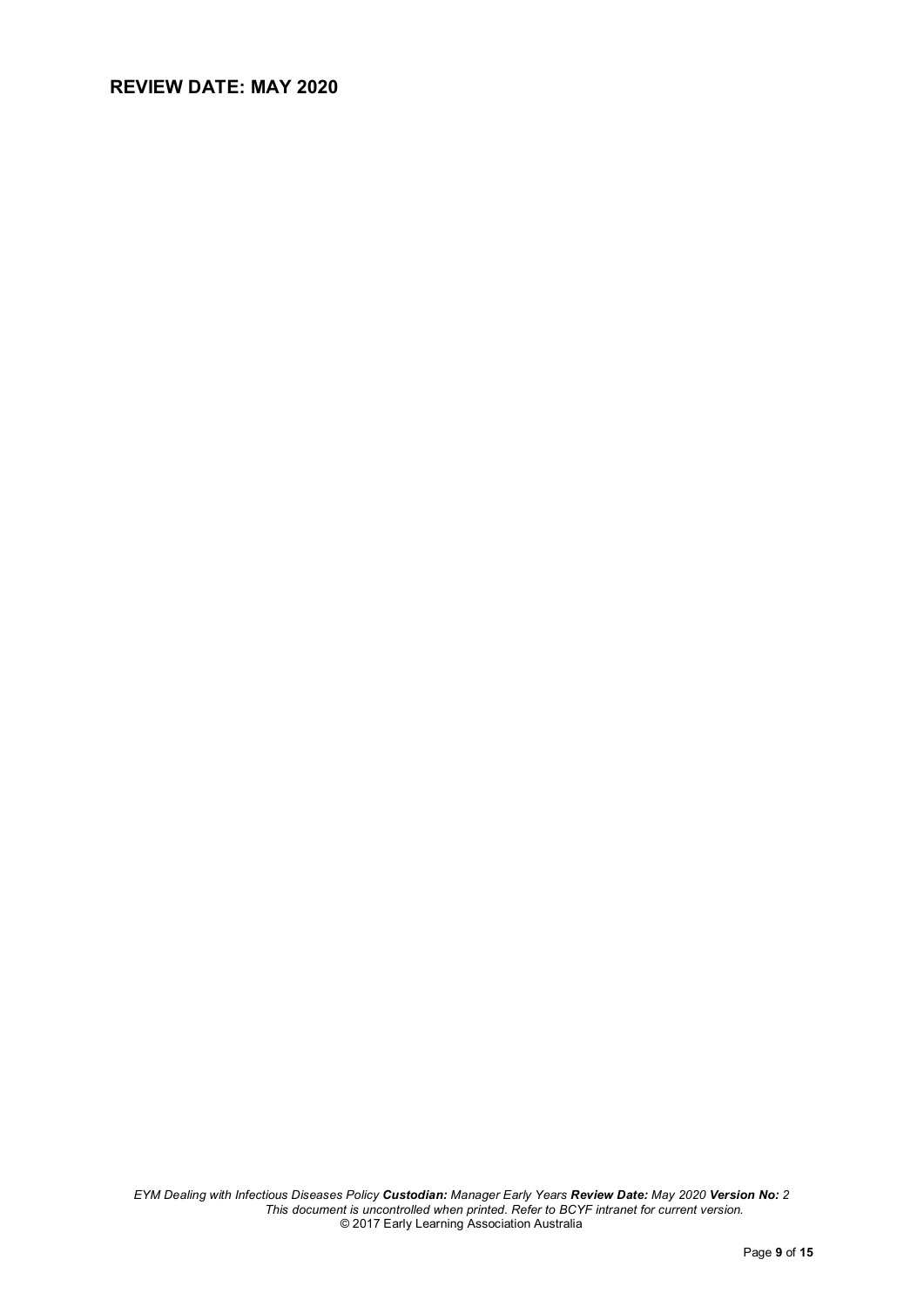## REVIEW DATE: MAY 2020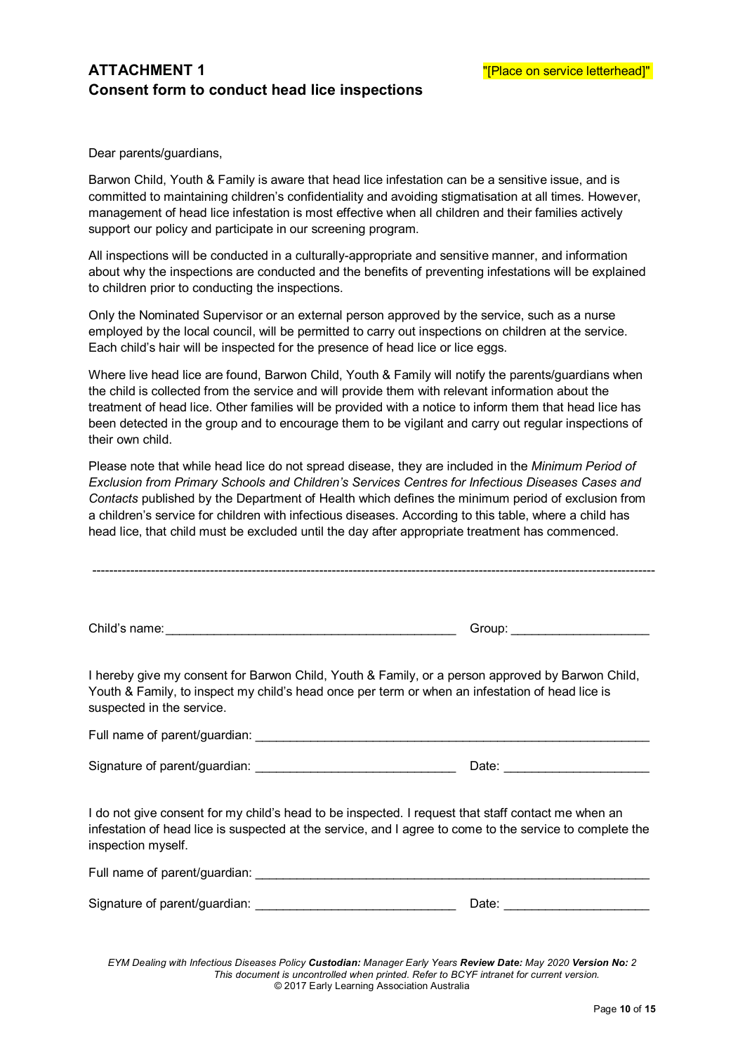# ATTACHMENT 1

"[Place on service letterhead]"

## Consent form to conduct head lice inspections

Dear parents/guardians,

Barwon Child, Youth & Family is aware that head lice infestation can be a sensitive issue, and is committed to maintaining children's confidentiality and avoiding stigmatisation at all times. However, management of head lice infestation is most effective when all children and their families actively support our policy and participate in our screening program.

All inspections will be conducted in a culturally-appropriate and sensitive manner, and information about why the inspections are conducted and the benefits of preventing infestations will be explained to children prior to conducting the inspections.

Only the Nominated Supervisor or an external person approved by the service, such as a nurse employed by the local council, will be permitted to carry out inspections on children at the service. Each child's hair will be inspected for the presence of head lice or lice eggs.

Where live head lice are found, Barwon Child, Youth & Family will notify the parents/guardians when the child is collected from the service and will provide them with relevant information about the treatment of head lice. Other families will be provided with a notice to inform them that head lice has been detected in the group and to encourage them to be vigilant and carry out regular inspections of their own child.

Please note that while head lice do not spread disease, they are included in the *Minimum Period of Exclusion from Primary Schools and Children's Services Centres for Infectious Diseases Cases and Contacts* published by the Department of Health which defines the minimum period of exclusion from a children's service for children with infectious diseases. According to this table, where a child has head lice, that child must be excluded until the day after appropriate treatment has commenced.

---

Child's name: ___________________________________________ Group: ____________________

I hereby give my consent for Barwon Child, Youth & Family, or a person approved by Barwon Child, Youth & Family, to inspect my child's head once per term or when an infestation of head lice is suspected in the service.

Full name of parent/guardian: ____________________________________________________________

Signature of parent/guardian: _____________________________ Date: _____________________

I do not give consent for my child's head to be inspected. I request that staff contact me when an infestation of head lice is suspected at the service, and I agree to come to the service to complete the inspection myself.

Full name of parent/guardian: ____________________________________________________________

Signature of parent/guardian: _____________________________ Date: _____________________

*EYM Dealing with Infectious Diseases Policy* ***Custodian:*** *Manager Early Years* ***Review Date:*** *May 2020* ***Version No:*** *2*
*This document is uncontrolled when printed. Refer to BCYF intranet for current version.*
© 2017 Early Learning Association Australia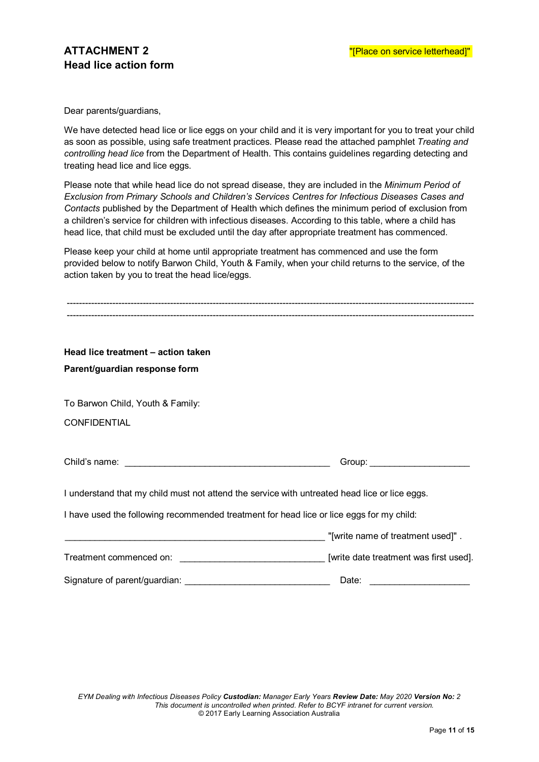# ATTACHMENT 2
## Head lice action form

"[Place on service letterhead]"

Dear parents/guardians,

We have detected head lice or lice eggs on your child and it is very important for you to treat your child as soon as possible, using safe treatment practices. Please read the attached pamphlet *Treating and controlling head lice* from the Department of Health. This contains guidelines regarding detecting and treating head lice and lice eggs.

Please note that while head lice do not spread disease, they are included in the *Minimum Period of Exclusion from Primary Schools and Children's Services Centres for Infectious Diseases Cases and Contacts* published by the Department of Health which defines the minimum period of exclusion from a children's service for children with infectious diseases. According to this table, where a child has head lice, that child must be excluded until the day after appropriate treatment has commenced.

Please keep your child at home until appropriate treatment has commenced and use the form provided below to notify Barwon Child, Youth & Family, when your child returns to the service, of the action taken by you to treat the head lice/eggs.

------------------------------------------------------------------------------------------------------------------------------------
------------------------------------------------------------------------------------------------------------------------------------

**Head lice treatment – action taken**

**Parent/guardian response form**

To Barwon Child, Youth & Family:

CONFIDENTIAL

Child's name: _________________________________________ Group: ___________________

I understand that my child must not attend the service with untreated head lice or lice eggs.

I have used the following recommended treatment for head lice or lice eggs for my child:

_____________________________________________________ "[write name of treatment used]" .

Treatment commenced on: ____________________________ [write date treatment was first used].

Signature of parent/guardian: _____________________________ Date: ___________________

*EYM Dealing with Infectious Diseases Policy* ***Custodian:*** *Manager Early Years* ***Review Date:*** *May 2020* ***Version No:*** *2*
*This document is uncontrolled when printed. Refer to BCYF intranet for current version.*
© 2017 Early Learning Association Australia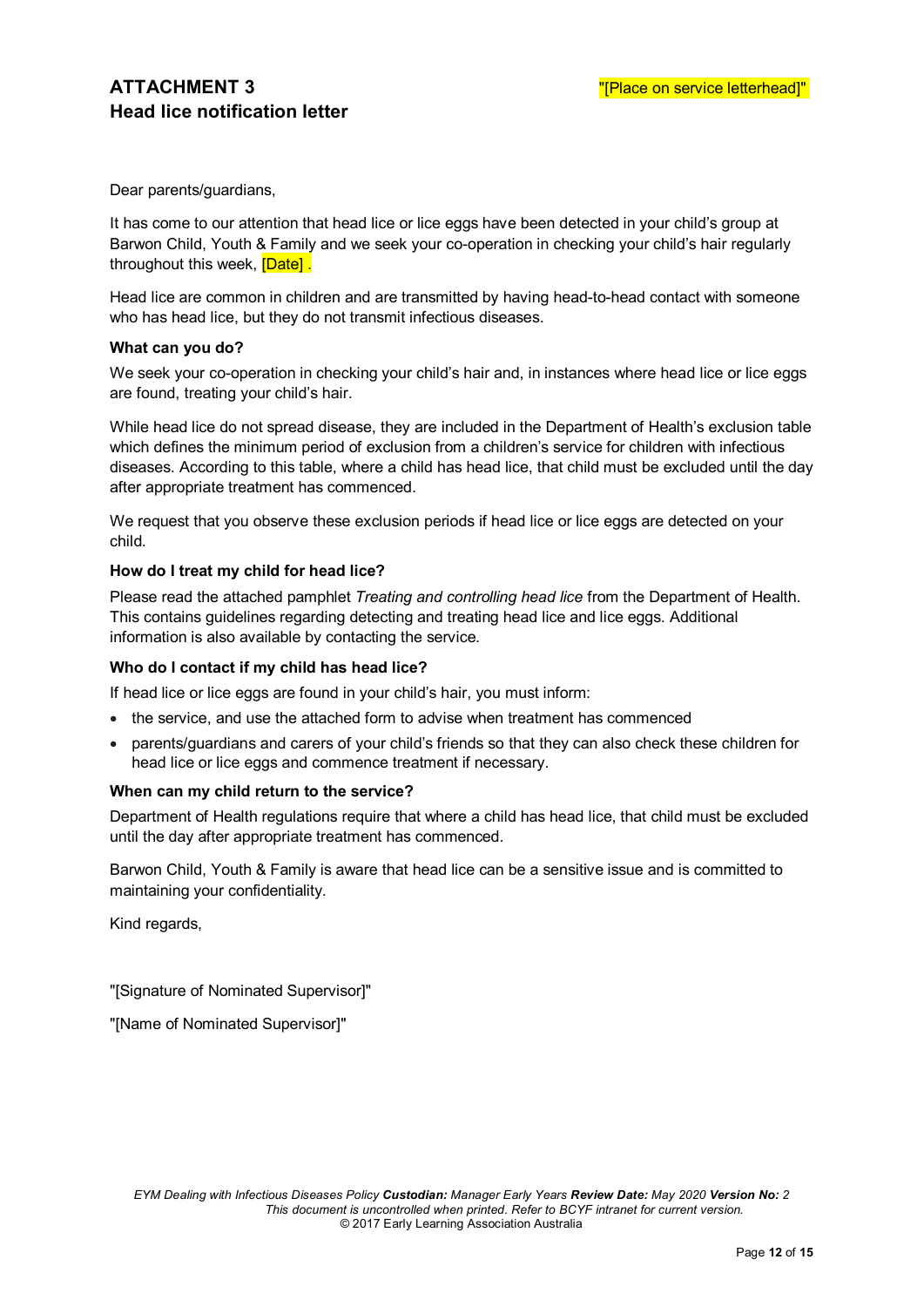"[Place on service letterhead]"

# ATTACHMENT 3
## Head lice notification letter

Dear parents/guardians,

It has come to our attention that head lice or lice eggs have been detected in your child's group at Barwon Child, Youth & Family and we seek your co-operation in checking your child's hair regularly throughout this week, [Date] .

Head lice are common in children and are transmitted by having head-to-head contact with someone who has head lice, but they do not transmit infectious diseases.

**What can you do?**

We seek your co-operation in checking your child's hair and, in instances where head lice or lice eggs are found, treating your child's hair.

While head lice do not spread disease, they are included in the Department of Health's exclusion table which defines the minimum period of exclusion from a children's service for children with infectious diseases. According to this table, where a child has head lice, that child must be excluded until the day after appropriate treatment has commenced.

We request that you observe these exclusion periods if head lice or lice eggs are detected on your child.

**How do I treat my child for head lice?**

Please read the attached pamphlet *Treating and controlling head lice* from the Department of Health. This contains guidelines regarding detecting and treating head lice and lice eggs. Additional information is also available by contacting the service.

**Who do I contact if my child has head lice?**

If head lice or lice eggs are found in your child's hair, you must inform:

- the service, and use the attached form to advise when treatment has commenced
- parents/guardians and carers of your child's friends so that they can also check these children for head lice or lice eggs and commence treatment if necessary.

**When can my child return to the service?**

Department of Health regulations require that where a child has head lice, that child must be excluded until the day after appropriate treatment has commenced.

Barwon Child, Youth & Family is aware that head lice can be a sensitive issue and is committed to maintaining your confidentiality.

Kind regards,

"[Signature of Nominated Supervisor]"

"[Name of Nominated Supervisor]"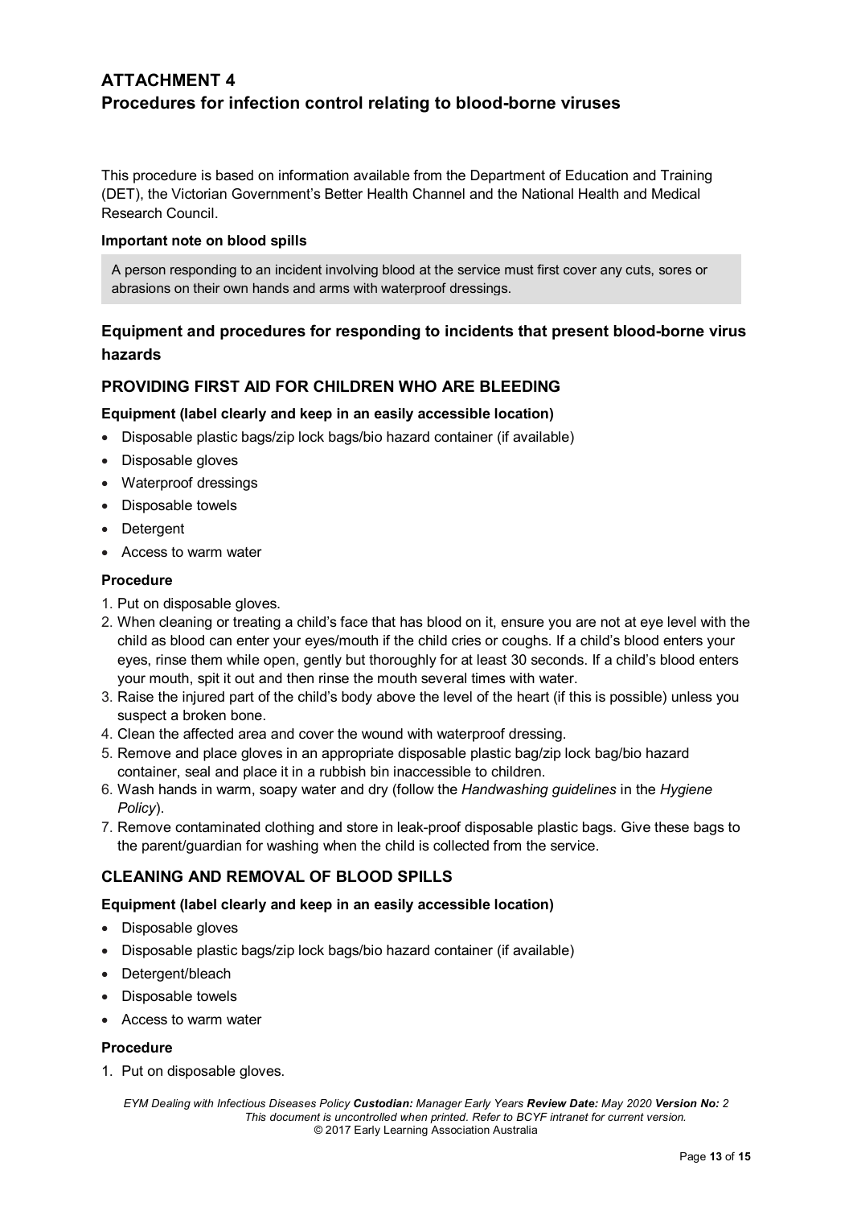# ATTACHMENT 4
# Procedures for infection control relating to blood-borne viruses

This procedure is based on information available from the Department of Education and Training (DET), the Victorian Government's Better Health Channel and the National Health and Medical Research Council.

**Important note on blood spills**

A person responding to an incident involving blood at the service must first cover any cuts, sores or abrasions on their own hands and arms with waterproof dressings.

## Equipment and procedures for responding to incidents that present blood-borne virus hazards

### PROVIDING FIRST AID FOR CHILDREN WHO ARE BLEEDING

**Equipment (label clearly and keep in an easily accessible location)**

- Disposable plastic bags/zip lock bags/bio hazard container (if available)
- Disposable gloves
- Waterproof dressings
- Disposable towels
- Detergent
- Access to warm water

**Procedure**

1. Put on disposable gloves.
2. When cleaning or treating a child's face that has blood on it, ensure you are not at eye level with the child as blood can enter your eyes/mouth if the child cries or coughs. If a child's blood enters your eyes, rinse them while open, gently but thoroughly for at least 30 seconds. If a child's blood enters your mouth, spit it out and then rinse the mouth several times with water.
3. Raise the injured part of the child's body above the level of the heart (if this is possible) unless you suspect a broken bone.
4. Clean the affected area and cover the wound with waterproof dressing.
5. Remove and place gloves in an appropriate disposable plastic bag/zip lock bag/bio hazard container, seal and place it in a rubbish bin inaccessible to children.
6. Wash hands in warm, soapy water and dry (follow the *Handwashing guidelines* in the *Hygiene Policy*).
7. Remove contaminated clothing and store in leak-proof disposable plastic bags. Give these bags to the parent/guardian for washing when the child is collected from the service.

### CLEANING AND REMOVAL OF BLOOD SPILLS

**Equipment (label clearly and keep in an easily accessible location)**

- Disposable gloves
- Disposable plastic bags/zip lock bags/bio hazard container (if available)
- Detergent/bleach
- Disposable towels
- Access to warm water

**Procedure**

1. Put on disposable gloves.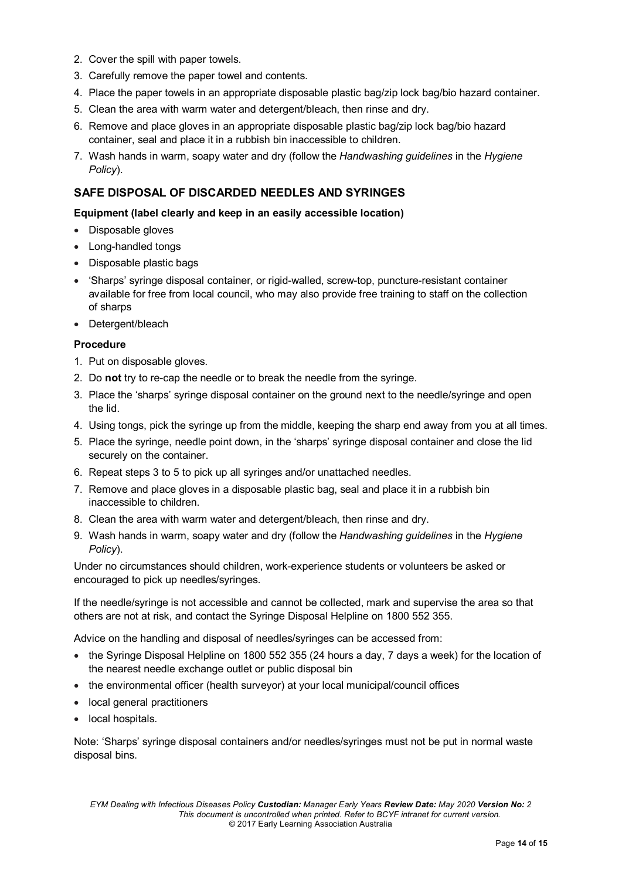2. Cover the spill with paper towels.
3. Carefully remove the paper towel and contents.
4. Place the paper towels in an appropriate disposable plastic bag/zip lock bag/bio hazard container.
5. Clean the area with warm water and detergent/bleach, then rinse and dry.
6. Remove and place gloves in an appropriate disposable plastic bag/zip lock bag/bio hazard container, seal and place it in a rubbish bin inaccessible to children.
7. Wash hands in warm, soapy water and dry (follow the *Handwashing guidelines* in the *Hygiene Policy*).

## SAFE DISPOSAL OF DISCARDED NEEDLES AND SYRINGES

**Equipment (label clearly and keep in an easily accessible location)**

- Disposable gloves
- Long-handled tongs
- Disposable plastic bags
- 'Sharps' syringe disposal container, or rigid-walled, screw-top, puncture-resistant container available for free from local council, who may also provide free training to staff on the collection of sharps
- Detergent/bleach

**Procedure**

1. Put on disposable gloves.
2. Do **not** try to re-cap the needle or to break the needle from the syringe.
3. Place the 'sharps' syringe disposal container on the ground next to the needle/syringe and open the lid.
4. Using tongs, pick the syringe up from the middle, keeping the sharp end away from you at all times.
5. Place the syringe, needle point down, in the 'sharps' syringe disposal container and close the lid securely on the container.
6. Repeat steps 3 to 5 to pick up all syringes and/or unattached needles.
7. Remove and place gloves in a disposable plastic bag, seal and place it in a rubbish bin inaccessible to children.
8. Clean the area with warm water and detergent/bleach, then rinse and dry.
9. Wash hands in warm, soapy water and dry (follow the *Handwashing guidelines* in the *Hygiene Policy*).

Under no circumstances should children, work-experience students or volunteers be asked or encouraged to pick up needles/syringes.

If the needle/syringe is not accessible and cannot be collected, mark and supervise the area so that others are not at risk, and contact the Syringe Disposal Helpline on 1800 552 355.

Advice on the handling and disposal of needles/syringes can be accessed from:

- the Syringe Disposal Helpline on 1800 552 355 (24 hours a day, 7 days a week) for the location of the nearest needle exchange outlet or public disposal bin
- the environmental officer (health surveyor) at your local municipal/council offices
- local general practitioners
- local hospitals.

Note: 'Sharps' syringe disposal containers and/or needles/syringes must not be put in normal waste disposal bins.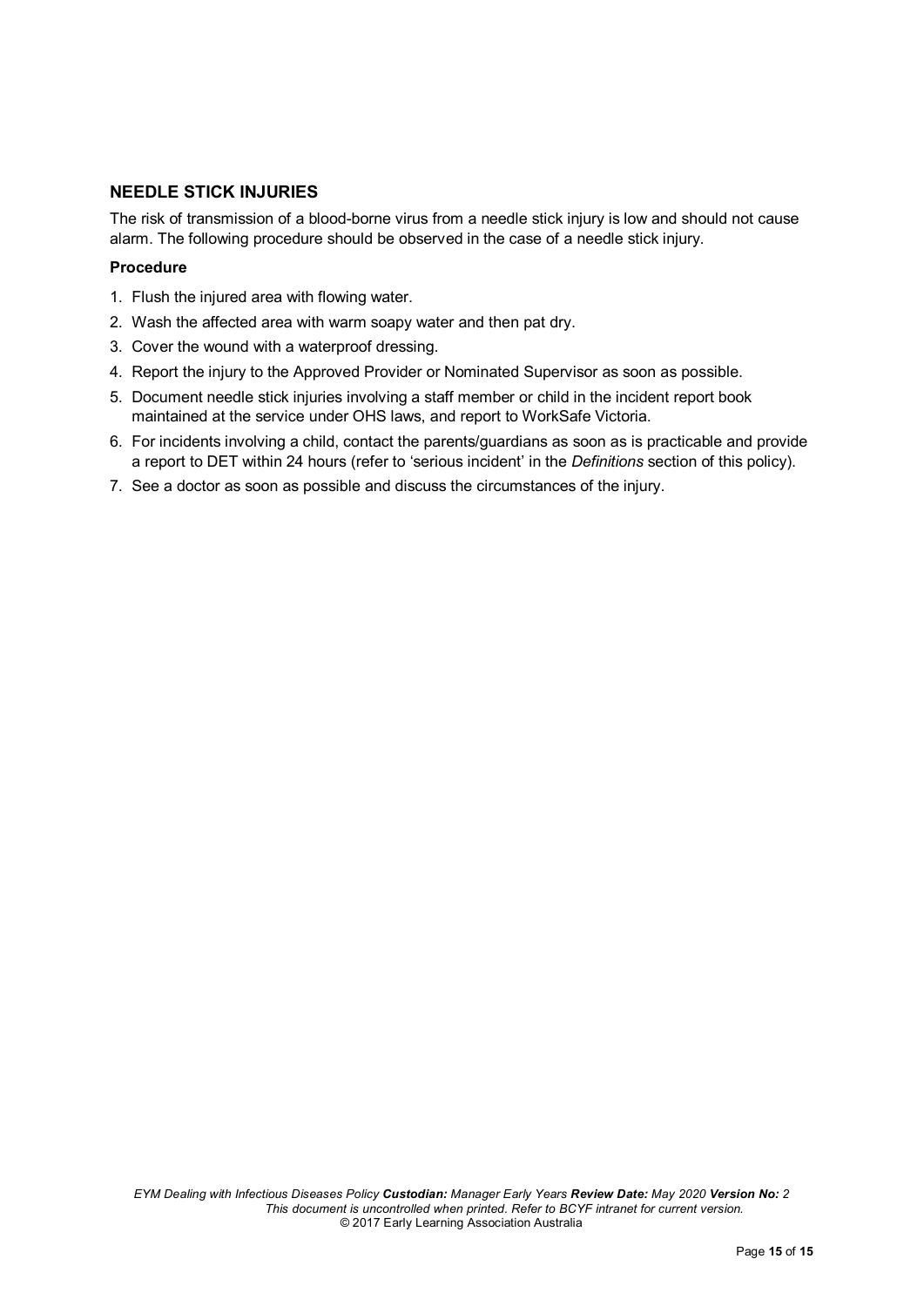## NEEDLE STICK INJURIES

The risk of transmission of a blood-borne virus from a needle stick injury is low and should not cause alarm. The following procedure should be observed in the case of a needle stick injury.

**Procedure**

1. Flush the injured area with flowing water.
2. Wash the affected area with warm soapy water and then pat dry.
3. Cover the wound with a waterproof dressing.
4. Report the injury to the Approved Provider or Nominated Supervisor as soon as possible.
5. Document needle stick injuries involving a staff member or child in the incident report book maintained at the service under OHS laws, and report to WorkSafe Victoria.
6. For incidents involving a child, contact the parents/guardians as soon as is practicable and provide a report to DET within 24 hours (refer to 'serious incident' in the *Definitions* section of this policy).
7. See a doctor as soon as possible and discuss the circumstances of the injury.